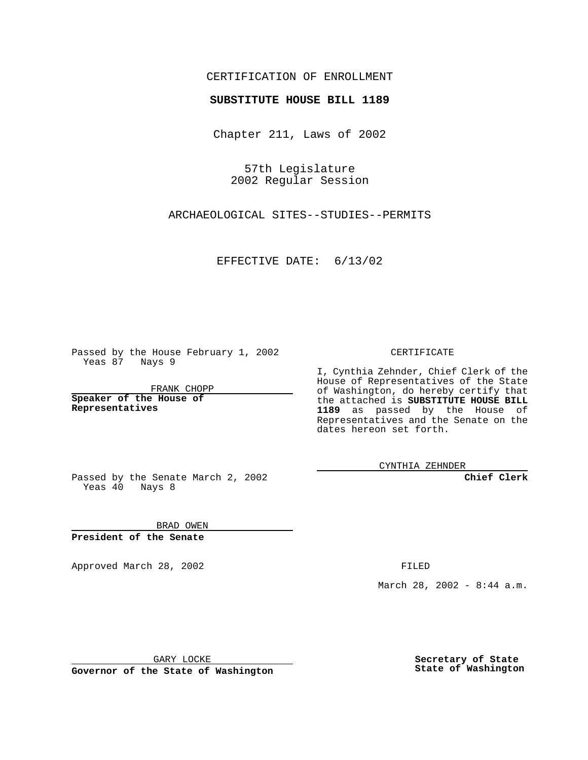CERTIFICATION OF ENROLLMENT

**SUBSTITUTE HOUSE BILL 1189**

Chapter 211, Laws of 2002

57th Legislature
2002 Regular Session

ARCHAEOLOGICAL SITES--STUDIES--PERMITS

EFFECTIVE DATE: 6/13/02

Passed by the House February 1, 2002
Yeas 87 Nays 9

FRANK CHOPP

**Speaker of the House of Representatives**

CERTIFICATE

I, Cynthia Zehnder, Chief Clerk of the House of Representatives of the State of Washington, do hereby certify that the attached is **SUBSTITUTE HOUSE BILL 1189** as passed by the House of Representatives and the Senate on the dates hereon set forth.

CYNTHIA ZEHNDER

**Chief Clerk**

Passed by the Senate March 2, 2002
Yeas 40 Nays 8

BRAD OWEN

**President of the Senate**

Approved March 28, 2002

FILED

March 28, 2002 - 8:44 a.m.

GARY LOCKE

**Governor of the State of Washington**

**Secretary of State**
**State of Washington**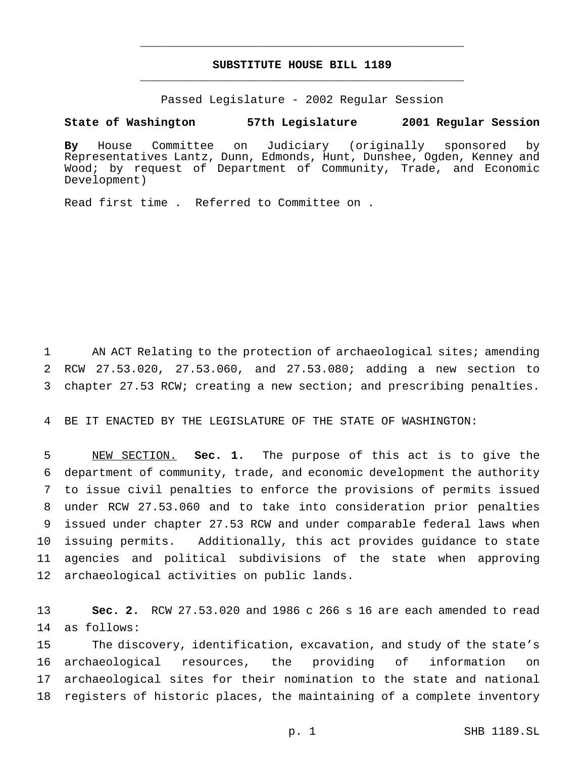# SUBSTITUTE HOUSE BILL 1189

Passed Legislature - 2002 Regular Session

**State of Washington 57th Legislature 2001 Regular Session**

**By** House Committee on Judiciary (originally sponsored by Representatives Lantz, Dunn, Edmonds, Hunt, Dunshee, Ogden, Kenney and Wood; by request of Department of Community, Trade, and Economic Development)

Read first time . Referred to Committee on .

1 AN ACT Relating to the protection of archaeological sites; amending
2 RCW 27.53.020, 27.53.060, and 27.53.080; adding a new section to
3 chapter 27.53 RCW; creating a new section; and prescribing penalties.

4 BE IT ENACTED BY THE LEGISLATURE OF THE STATE OF WASHINGTON:

5 NEW SECTION. **Sec. 1.** The purpose of this act is to give the
6 department of community, trade, and economic development the authority
7 to issue civil penalties to enforce the provisions of permits issued
8 under RCW 27.53.060 and to take into consideration prior penalties
9 issued under chapter 27.53 RCW and under comparable federal laws when
10 issuing permits. Additionally, this act provides guidance to state
11 agencies and political subdivisions of the state when approving
12 archaeological activities on public lands.

13 **Sec. 2.** RCW 27.53.020 and 1986 c 266 s 16 are each amended to read
14 as follows:

15 The discovery, identification, excavation, and study of the state's
16 archaeological resources, the providing of information on
17 archaeological sites for their nomination to the state and national
18 registers of historic places, the maintaining of a complete inventory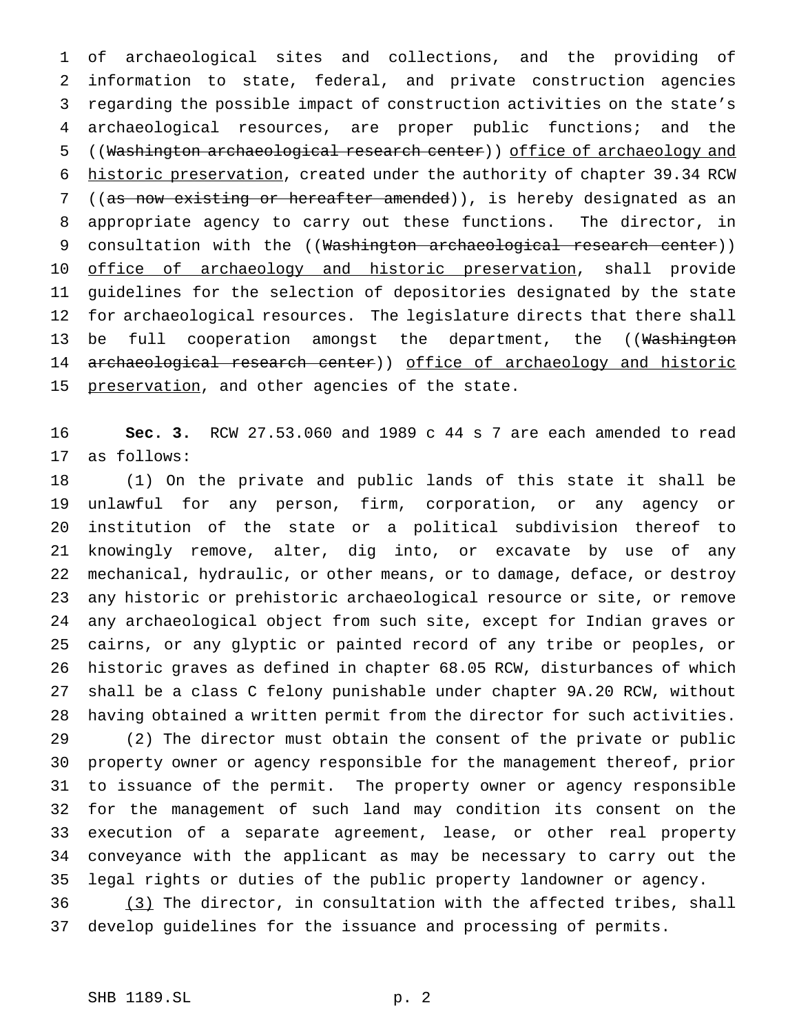of archaeological sites and collections, and the providing of information to state, federal, and private construction agencies regarding the possible impact of construction activities on the state's archaeological resources, are proper public functions; and the ((~~Washington archaeological research center~~)) <u>office of archaeology and historic preservation</u>, created under the authority of chapter 39.34 RCW ((~~as now existing or hereafter amended~~)), is hereby designated as an appropriate agency to carry out these functions. The director, in consultation with the ((~~Washington archaeological research center~~)) <u>office of archaeology and historic preservation</u>, shall provide guidelines for the selection of depositories designated by the state for archaeological resources. The legislature directs that there shall be full cooperation amongst the department, the ((~~Washington archaeological research center~~)) <u>office of archaeology and historic preservation</u>, and other agencies of the state.

**Sec. 3.** RCW 27.53.060 and 1989 c 44 s 7 are each amended to read as follows:

(1) On the private and public lands of this state it shall be unlawful for any person, firm, corporation, or any agency or institution of the state or a political subdivision thereof to knowingly remove, alter, dig into, or excavate by use of any mechanical, hydraulic, or other means, or to damage, deface, or destroy any historic or prehistoric archaeological resource or site, or remove any archaeological object from such site, except for Indian graves or cairns, or any glyptic or painted record of any tribe or peoples, or historic graves as defined in chapter 68.05 RCW, disturbances of which shall be a class C felony punishable under chapter 9A.20 RCW, without having obtained a written permit from the director for such activities.

(2) The director must obtain the consent of the private or public property owner or agency responsible for the management thereof, prior to issuance of the permit. The property owner or agency responsible for the management of such land may condition its consent on the execution of a separate agreement, lease, or other real property conveyance with the applicant as may be necessary to carry out the legal rights or duties of the public property landowner or agency.

<u>(3)</u> The director, in consultation with the affected tribes, shall develop guidelines for the issuance and processing of permits.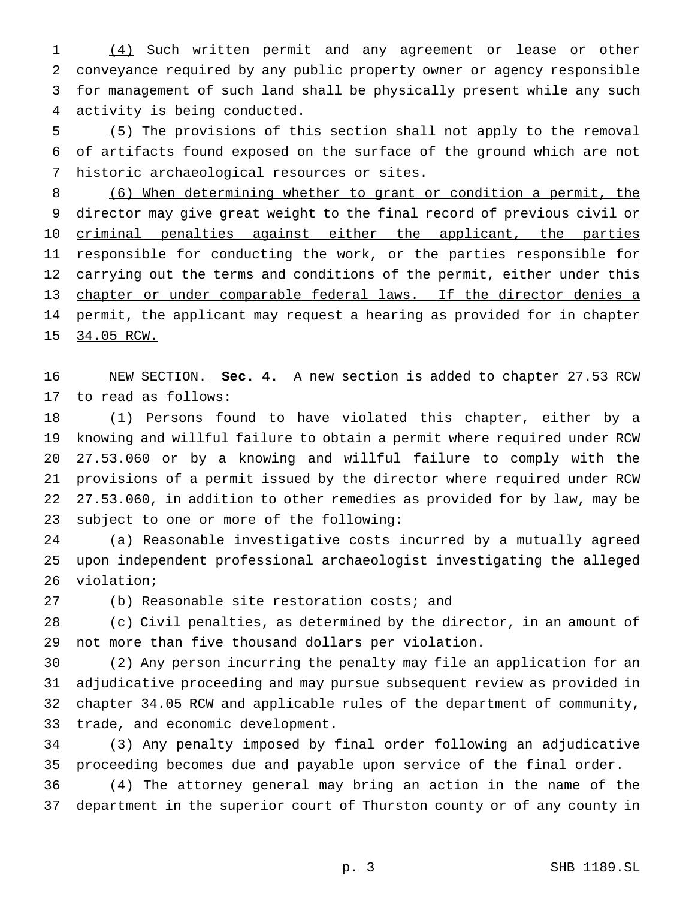(4) Such written permit and any agreement or lease or other conveyance required by any public property owner or agency responsible for management of such land shall be physically present while any such activity is being conducted.

(5) The provisions of this section shall not apply to the removal of artifacts found exposed on the surface of the ground which are not historic archaeological resources or sites.

(6) When determining whether to grant or condition a permit, the director may give great weight to the final record of previous civil or criminal penalties against either the applicant, the parties responsible for conducting the work, or the parties responsible for carrying out the terms and conditions of the permit, either under this chapter or under comparable federal laws. If the director denies a permit, the applicant may request a hearing as provided for in chapter 34.05 RCW.

NEW SECTION. **Sec. 4.** A new section is added to chapter 27.53 RCW to read as follows:

(1) Persons found to have violated this chapter, either by a knowing and willful failure to obtain a permit where required under RCW 27.53.060 or by a knowing and willful failure to comply with the provisions of a permit issued by the director where required under RCW 27.53.060, in addition to other remedies as provided for by law, may be subject to one or more of the following:

(a) Reasonable investigative costs incurred by a mutually agreed upon independent professional archaeologist investigating the alleged violation;

(b) Reasonable site restoration costs; and

(c) Civil penalties, as determined by the director, in an amount of not more than five thousand dollars per violation.

(2) Any person incurring the penalty may file an application for an adjudicative proceeding and may pursue subsequent review as provided in chapter 34.05 RCW and applicable rules of the department of community, trade, and economic development.

(3) Any penalty imposed by final order following an adjudicative proceeding becomes due and payable upon service of the final order.

(4) The attorney general may bring an action in the name of the department in the superior court of Thurston county or of any county in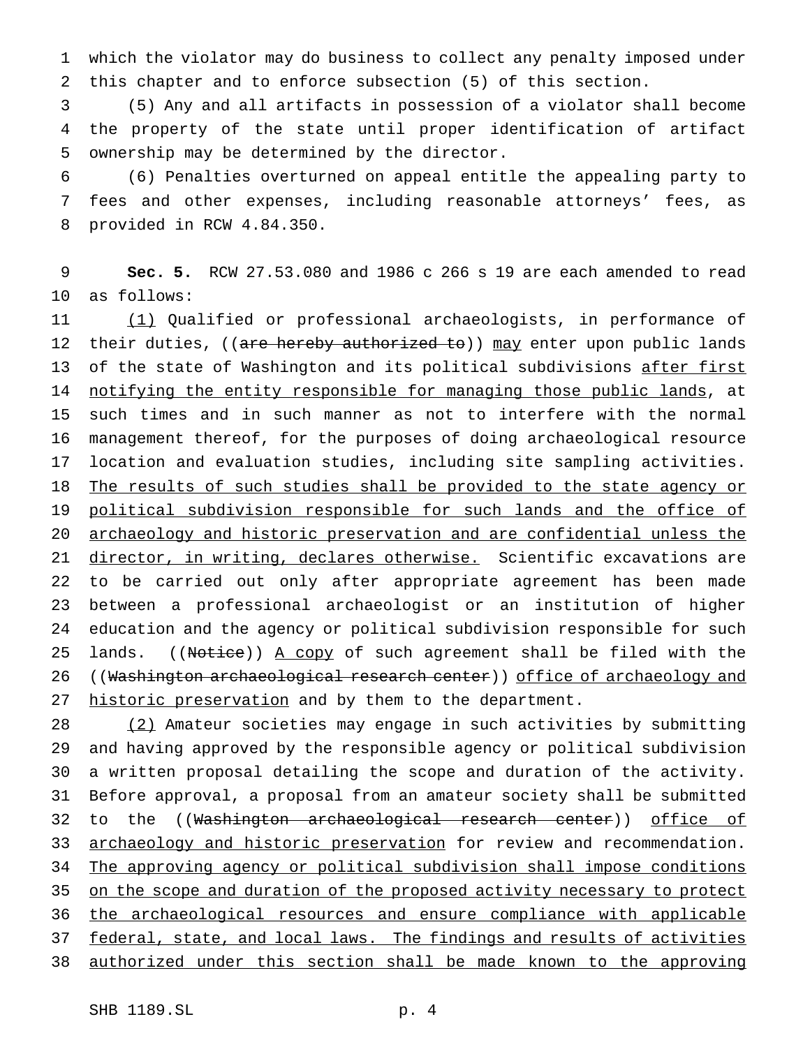which the violator may do business to collect any penalty imposed under this chapter and to enforce subsection (5) of this section.

(5) Any and all artifacts in possession of a violator shall become the property of the state until proper identification of artifact ownership may be determined by the director.

(6) Penalties overturned on appeal entitle the appealing party to fees and other expenses, including reasonable attorneys' fees, as provided in RCW 4.84.350.

**Sec. 5.** RCW 27.53.080 and 1986 c 266 s 19 are each amended to read as follows:

(1) Qualified or professional archaeologists, in performance of their duties, ((~~are hereby authorized to~~)) may enter upon public lands of the state of Washington and its political subdivisions after first notifying the entity responsible for managing those public lands, at such times and in such manner as not to interfere with the normal management thereof, for the purposes of doing archaeological resource location and evaluation studies, including site sampling activities. The results of such studies shall be provided to the state agency or political subdivision responsible for such lands and the office of archaeology and historic preservation and are confidential unless the director, in writing, declares otherwise. Scientific excavations are to be carried out only after appropriate agreement has been made between a professional archaeologist or an institution of higher education and the agency or political subdivision responsible for such lands. ((~~Notice~~)) A copy of such agreement shall be filed with the ((~~Washington archaeological research center~~)) office of archaeology and historic preservation and by them to the department.

(2) Amateur societies may engage in such activities by submitting and having approved by the responsible agency or political subdivision a written proposal detailing the scope and duration of the activity. Before approval, a proposal from an amateur society shall be submitted to the ((~~Washington archaeological research center~~)) office of archaeology and historic preservation for review and recommendation. The approving agency or political subdivision shall impose conditions on the scope and duration of the proposed activity necessary to protect the archaeological resources and ensure compliance with applicable federal, state, and local laws. The findings and results of activities authorized under this section shall be made known to the approving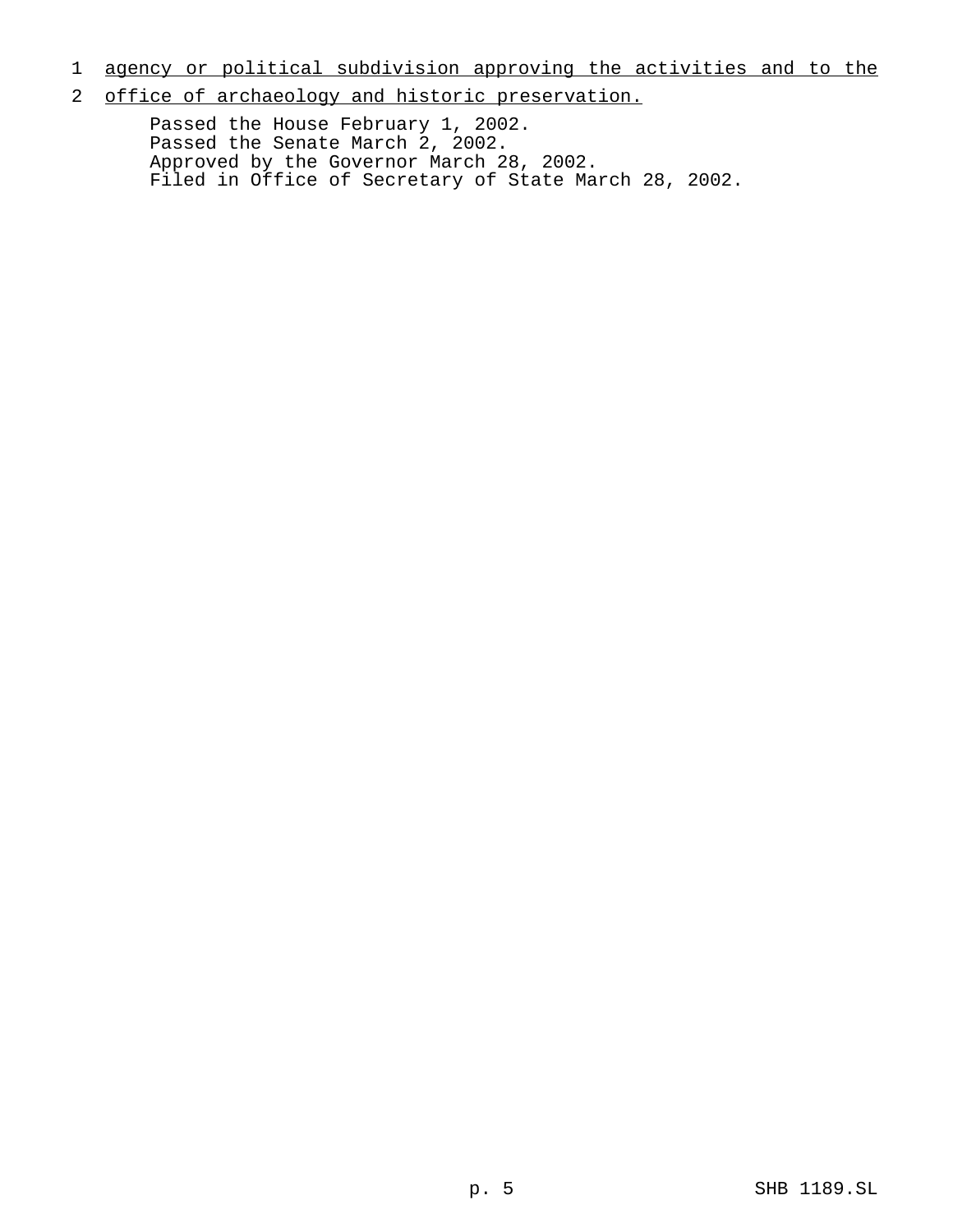<u>agency or political subdivision approving the activities and to the office of archaeology and historic preservation.</u>

Passed the House February 1, 2002.
Passed the Senate March 2, 2002.
Approved by the Governor March 28, 2002.
Filed in Office of Secretary of State March 28, 2002.